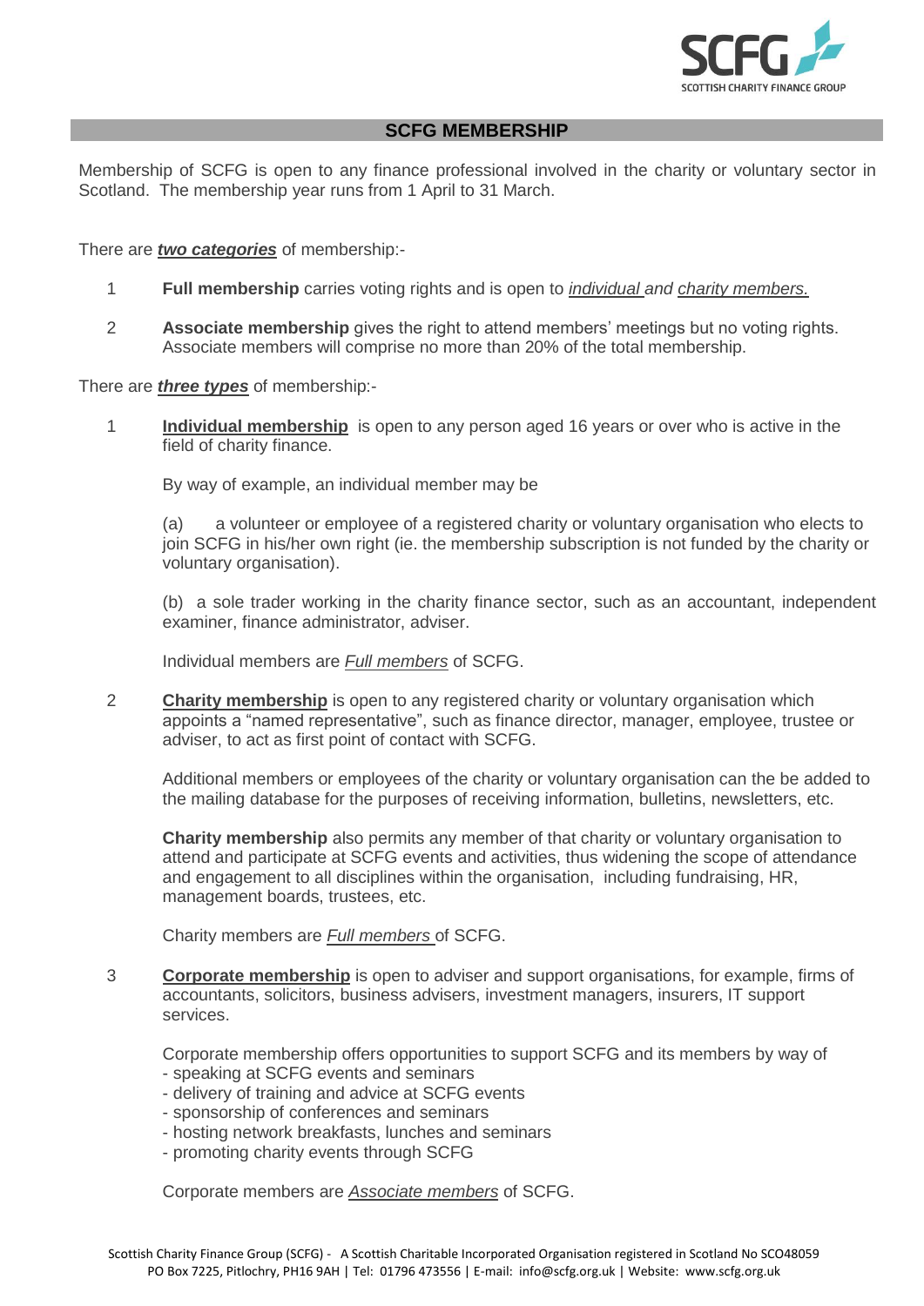## SCFG MEMBERSHIP

Membership of SCFG is open to any finance professional involved in the charity or voluntary sector in Scotland. The membership year runs from 1 April to 31 March.

There are ***two categories*** of membership:-

1. **Full membership** carries voting rights and is open to *individual and charity members.*

2. **Associate membership** gives the right to attend members' meetings but no voting rights. Associate members will comprise no more than 20% of the total membership.

There are ***three types*** of membership:-

1. **Individual membership** is open to any person aged 16 years or over who is active in the field of charity finance.

   By way of example, an individual member may be

   (a) a volunteer or employee of a registered charity or voluntary organisation who elects to join SCFG in his/her own right (ie. the membership subscription is not funded by the charity or voluntary organisation).

   (b) a sole trader working in the charity finance sector, such as an accountant, independent examiner, finance administrator, adviser.

   Individual members are *Full members* of SCFG.

2. **Charity membership** is open to any registered charity or voluntary organisation which appoints a "named representative", such as finance director, manager, employee, trustee or adviser, to act as first point of contact with SCFG.

   Additional members or employees of the charity or voluntary organisation can the be added to the mailing database for the purposes of receiving information, bulletins, newsletters, etc.

   **Charity membership** also permits any member of that charity or voluntary organisation to attend and participate at SCFG events and activities, thus widening the scope of attendance and engagement to all disciplines within the organisation, including fundraising, HR, management boards, trustees, etc.

   Charity members are *Full members* of SCFG.

3. **Corporate membership** is open to adviser and support organisations, for example, firms of accountants, solicitors, business advisers, investment managers, insurers, IT support services.

   Corporate membership offers opportunities to support SCFG and its members by way of
   - speaking at SCFG events and seminars
   - delivery of training and advice at SCFG events
   - sponsorship of conferences and seminars
   - hosting network breakfasts, lunches and seminars
   - promoting charity events through SCFG

   Corporate members are *Associate members* of SCFG.

Scottish Charity Finance Group (SCFG) - A Scottish Charitable Incorporated Organisation registered in Scotland No SCO48059
PO Box 7225, Pitlochry, PH16 9AH | Tel: 01796 473556 | E-mail: info@scfg.org.uk | Website: www.scfg.org.uk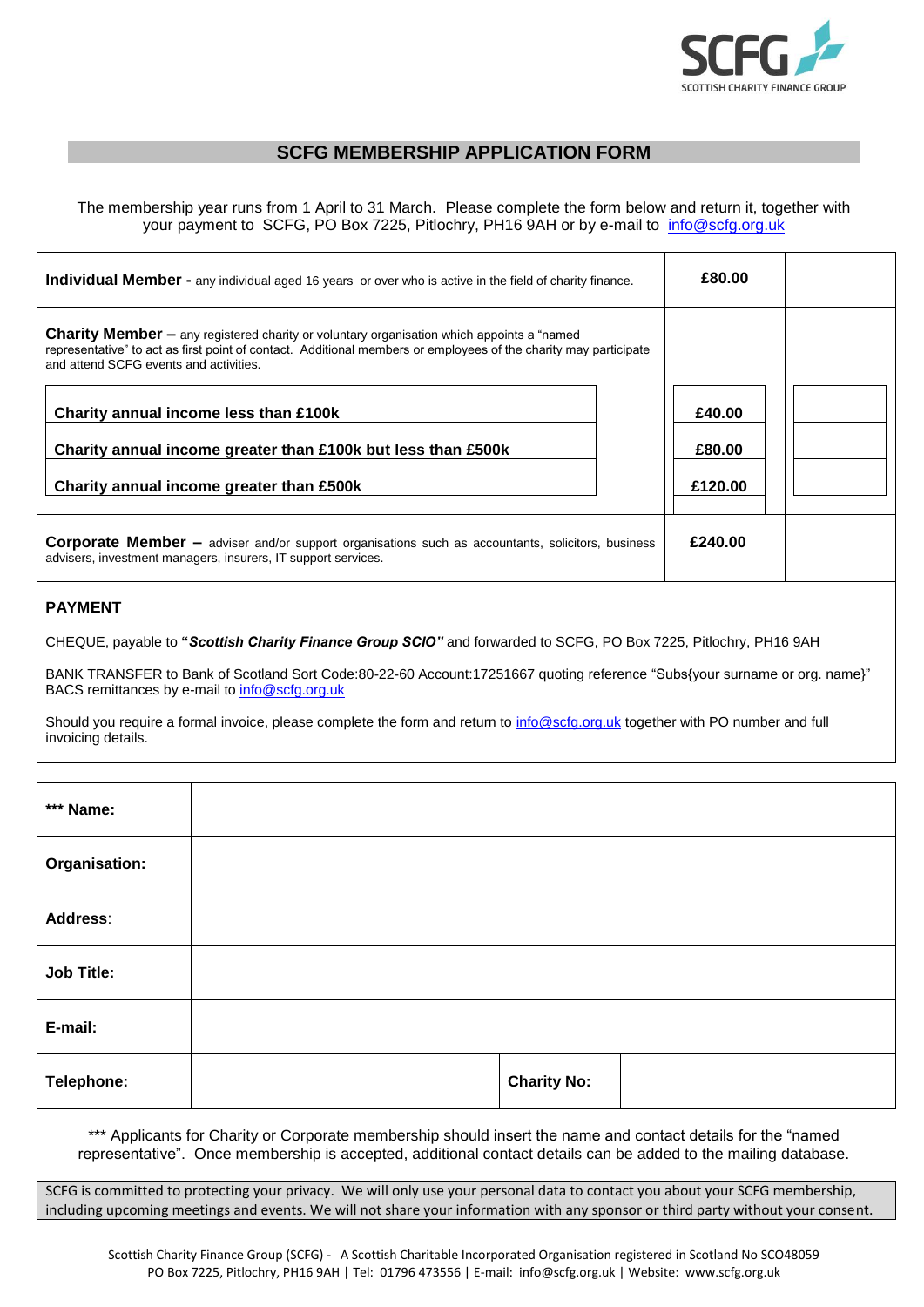## SCFG MEMBERSHIP APPLICATION FORM

The membership year runs from 1 April to 31 March. Please complete the form below and return it, together with your payment to SCFG, PO Box 7225, Pitlochry, PH16 9AH or by e-mail to info@scfg.org.uk

| | | |
|---|---|---|
| **Individual Member -** any individual aged 16 years or over who is active in the field of charity finance. | **£80.00** | |
| **Charity Member –** any registered charity or voluntary organisation which appoints a "named representative" to act as first point of contact. Additional members or employees of the charity may participate and attend SCFG events and activities. | | |
| **Charity annual income less than £100k** | **£40.00** | |
| **Charity annual income greater than £100k but less than £500k** | **£80.00** | |
| **Charity annual income greater than £500k** | **£120.00** | |
| **Corporate Member –** adviser and/or support organisations such as accountants, solicitors, business advisers, investment managers, insurers, IT support services. | **£240.00** | |

### PAYMENT

CHEQUE, payable to **"*Scottish Charity Finance Group SCIO"*** and forwarded to SCFG, PO Box 7225, Pitlochry, PH16 9AH

BANK TRANSFER to Bank of Scotland Sort Code:80-22-60 Account:17251667 quoting reference "Subs{your surname or org. name}"
BACS remittances by e-mail to info@scfg.org.uk

Should you require a formal invoice, please complete the form and return to info@scfg.org.uk together with PO number and full invoicing details.

| | | | |
|---|---|---|---|
| **\*\*\* Name:** | | | |
| **Organisation:** | | | |
| **Address:** | | | |
| **Job Title:** | | | |
| **E-mail:** | | | |
| **Telephone:** | | **Charity No:** | |

\*\*\* Applicants for Charity or Corporate membership should insert the name and contact details for the "named representative". Once membership is accepted, additional contact details can be added to the mailing database.

SCFG is committed to protecting your privacy. We will only use your personal data to contact you about your SCFG membership, including upcoming meetings and events. We will not share your information with any sponsor or third party without your consent.

Scottish Charity Finance Group (SCFG) - A Scottish Charitable Incorporated Organisation registered in Scotland No SCO48059
PO Box 7225, Pitlochry, PH16 9AH | Tel: 01796 473556 | E-mail: info@scfg.org.uk | Website: www.scfg.org.uk